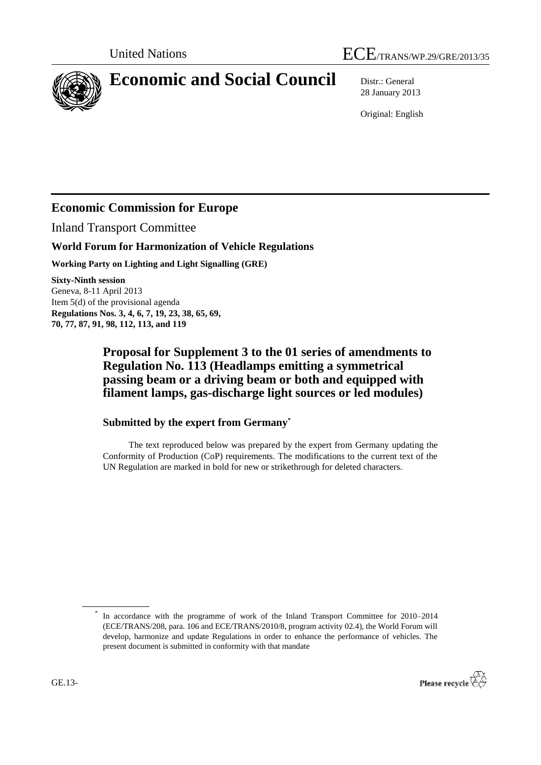United Nations ECE/TRANS/WP.29/GRE/2013/35

# Economic and Social Council

Distr.: General
28 January 2013

Original: English

## Economic Commission for Europe

Inland Transport Committee

### World Forum for Harmonization of Vehicle Regulations

**Working Party on Lighting and Light Signalling (GRE)**

**Sixty-Ninth session**
Geneva, 8-11 April 2013
Item 5(d) of the provisional agenda
**Regulations Nos. 3, 4, 6, 7, 19, 23, 38, 65, 69, 70, 77, 87, 91, 98, 112, 113, and 119**

## Proposal for Supplement 3 to the 01 series of amendments to Regulation No. 113 (Headlamps emitting a symmetrical passing beam or a driving beam or both and equipped with filament lamps, gas-discharge light sources or led modules)

### Submitted by the expert from Germany*

The text reproduced below was prepared by the expert from Germany updating the Conformity of Production (CoP) requirements. The modifications to the current text of the UN Regulation are marked in bold for new or strikethrough for deleted characters.

\* In accordance with the programme of work of the Inland Transport Committee for 2010–2014 (ECE/TRANS/208, para. 106 and ECE/TRANS/2010/8, program activity 02.4), the World Forum will develop, harmonize and update Regulations in order to enhance the performance of vehicles. The present document is submitted in conformity with that mandate

GE.13-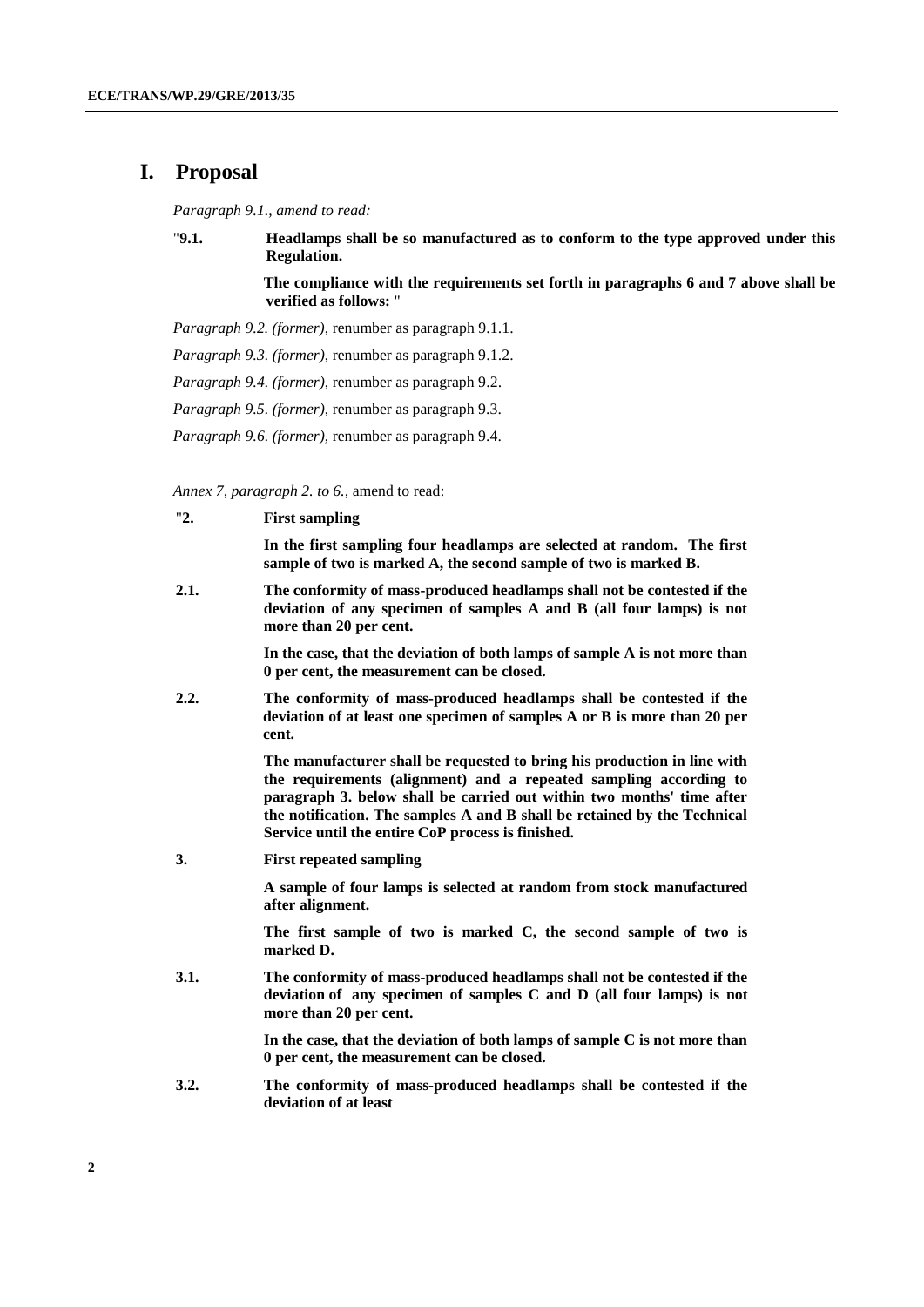# I. Proposal

*Paragraph 9.1., amend to read:*

"**9.1. Headlamps shall be so manufactured as to conform to the type approved under this Regulation.**

**The compliance with the requirements set forth in paragraphs 6 and 7 above shall be verified as follows:** "

*Paragraph 9.2. (former)*, renumber as paragraph 9.1.1.

*Paragraph 9.3. (former)*, renumber as paragraph 9.1.2.

*Paragraph 9.4. (former)*, renumber as paragraph 9.2.

*Paragraph 9.5. (former)*, renumber as paragraph 9.3.

*Paragraph 9.6. (former)*, renumber as paragraph 9.4.

*Annex 7, paragraph 2. to 6.*, amend to read:

"**2. First sampling**

**In the first sampling four headlamps are selected at random. The first sample of two is marked A, the second sample of two is marked B.**

**2.1. The conformity of mass-produced headlamps shall not be contested if the deviation of any specimen of samples A and B (all four lamps) is not more than 20 per cent.**

**In the case, that the deviation of both lamps of sample A is not more than 0 per cent, the measurement can be closed.**

**2.2. The conformity of mass-produced headlamps shall be contested if the deviation of at least one specimen of samples A or B is more than 20 per cent.**

**The manufacturer shall be requested to bring his production in line with the requirements (alignment) and a repeated sampling according to paragraph 3. below shall be carried out within two months' time after the notification. The samples A and B shall be retained by the Technical Service until the entire CoP process is finished.**

**3. First repeated sampling**

**A sample of four lamps is selected at random from stock manufactured after alignment.**

**The first sample of two is marked C, the second sample of two is marked D.**

**3.1. The conformity of mass-produced headlamps shall not be contested if the deviation of any specimen of samples C and D (all four lamps) is not more than 20 per cent.**

**In the case, that the deviation of both lamps of sample C is not more than 0 per cent, the measurement can be closed.**

**3.2. The conformity of mass-produced headlamps shall be contested if the deviation of at least**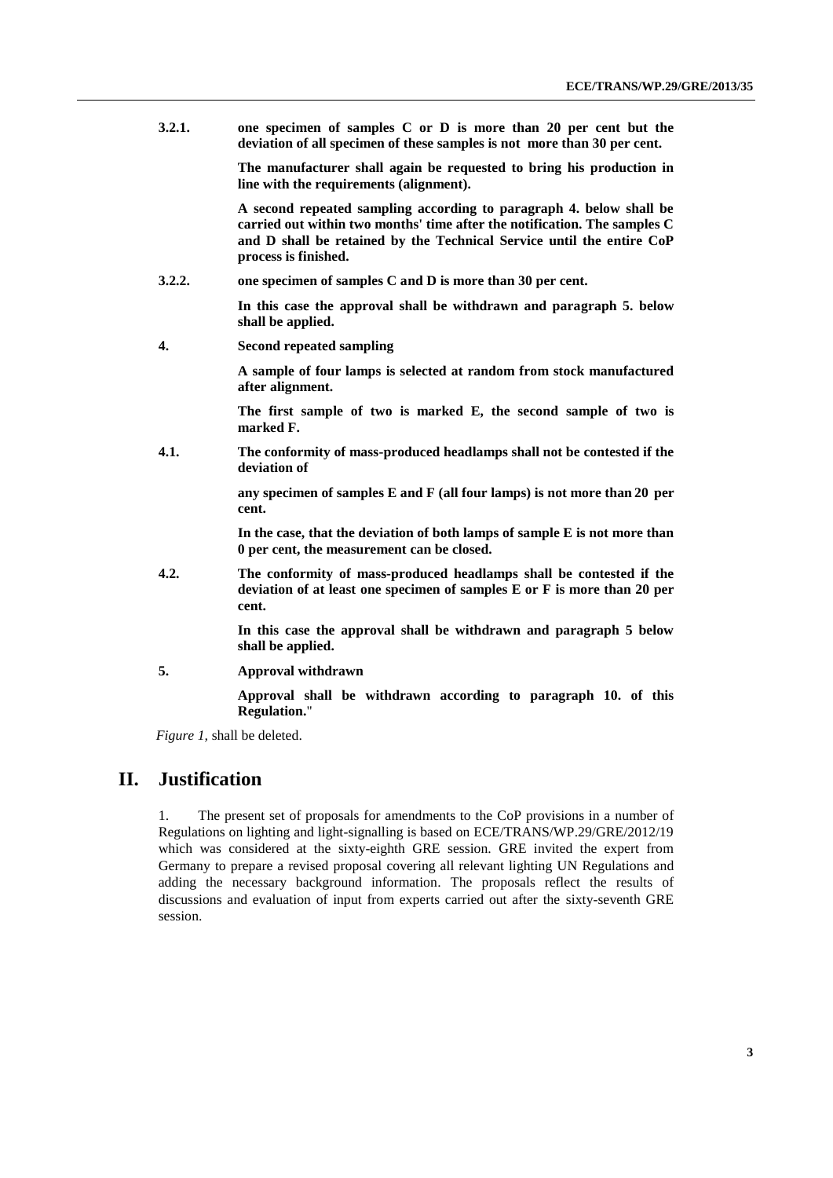**3.2.1. one specimen of samples C or D is more than 20 per cent but the deviation of all specimen of these samples is not more than 30 per cent.**

**The manufacturer shall again be requested to bring his production in line with the requirements (alignment).**

**A second repeated sampling according to paragraph 4. below shall be carried out within two months' time after the notification. The samples C and D shall be retained by the Technical Service until the entire CoP process is finished.**

**3.2.2. one specimen of samples C and D is more than 30 per cent.**

**In this case the approval shall be withdrawn and paragraph 5. below shall be applied.**

**4. Second repeated sampling**

**A sample of four lamps is selected at random from stock manufactured after alignment.**

**The first sample of two is marked E, the second sample of two is marked F.**

**4.1. The conformity of mass-produced headlamps shall not be contested if the deviation of**

**any specimen of samples E and F (all four lamps) is not more than 20 per cent.**

**In the case, that the deviation of both lamps of sample E is not more than 0 per cent, the measurement can be closed.**

**4.2. The conformity of mass-produced headlamps shall be contested if the deviation of at least one specimen of samples E or F is more than 20 per cent.**

**In this case the approval shall be withdrawn and paragraph 5 below shall be applied.**

**5. Approval withdrawn**

**Approval shall be withdrawn according to paragraph 10. of this Regulation.**"

*Figure 1,* shall be deleted.

# II. Justification

1. The present set of proposals for amendments to the CoP provisions in a number of Regulations on lighting and light-signalling is based on ECE/TRANS/WP.29/GRE/2012/19 which was considered at the sixty-eighth GRE session. GRE invited the expert from Germany to prepare a revised proposal covering all relevant lighting UN Regulations and adding the necessary background information. The proposals reflect the results of discussions and evaluation of input from experts carried out after the sixty-seventh GRE session.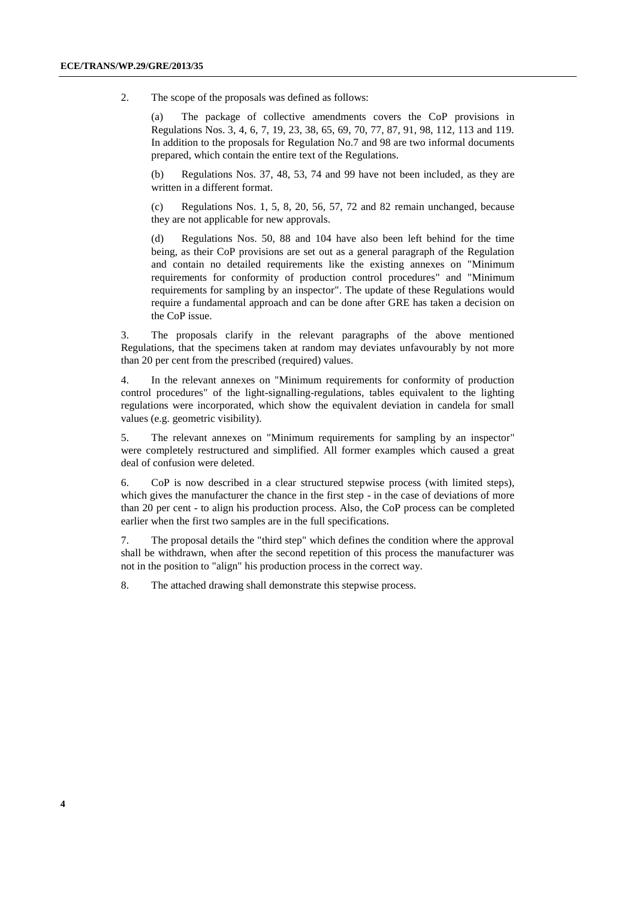2. The scope of the proposals was defined as follows:

(a) The package of collective amendments covers the CoP provisions in Regulations Nos. 3, 4, 6, 7, 19, 23, 38, 65, 69, 70, 77, 87, 91, 98, 112, 113 and 119. In addition to the proposals for Regulation No.7 and 98 are two informal documents prepared, which contain the entire text of the Regulations.

(b) Regulations Nos. 37, 48, 53, 74 and 99 have not been included, as they are written in a different format.

(c) Regulations Nos. 1, 5, 8, 20, 56, 57, 72 and 82 remain unchanged, because they are not applicable for new approvals.

(d) Regulations Nos. 50, 88 and 104 have also been left behind for the time being, as their CoP provisions are set out as a general paragraph of the Regulation and contain no detailed requirements like the existing annexes on "Minimum requirements for conformity of production control procedures" and "Minimum requirements for sampling by an inspector". The update of these Regulations would require a fundamental approach and can be done after GRE has taken a decision on the CoP issue.

3. The proposals clarify in the relevant paragraphs of the above mentioned Regulations, that the specimens taken at random may deviates unfavourably by not more than 20 per cent from the prescribed (required) values.

4. In the relevant annexes on "Minimum requirements for conformity of production control procedures" of the light-signalling-regulations, tables equivalent to the lighting regulations were incorporated, which show the equivalent deviation in candela for small values (e.g. geometric visibility).

5. The relevant annexes on "Minimum requirements for sampling by an inspector" were completely restructured and simplified. All former examples which caused a great deal of confusion were deleted.

6. CoP is now described in a clear structured stepwise process (with limited steps), which gives the manufacturer the chance in the first step - in the case of deviations of more than 20 per cent - to align his production process. Also, the CoP process can be completed earlier when the first two samples are in the full specifications.

7. The proposal details the "third step" which defines the condition where the approval shall be withdrawn, when after the second repetition of this process the manufacturer was not in the position to "align" his production process in the correct way.

8. The attached drawing shall demonstrate this stepwise process.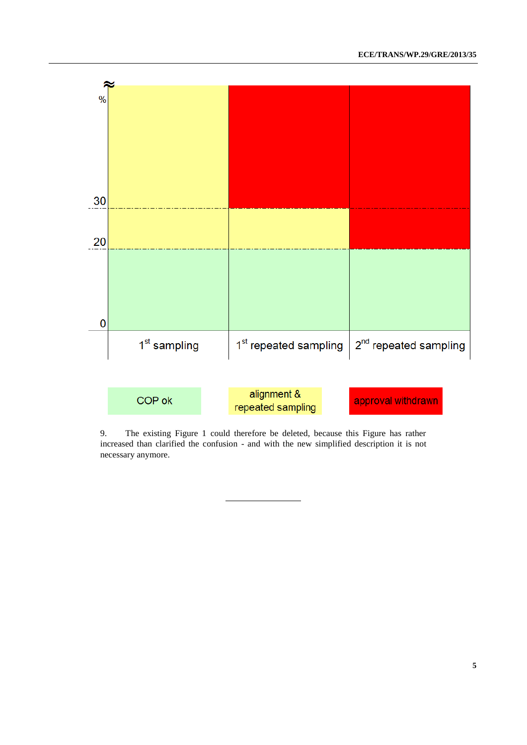%

30

20

0

1st sampling

1st repeated sampling

2nd repeated sampling

COP ok

alignment & repeated sampling

approval withdrawn

9. The existing Figure 1 could therefore be deleted, because this Figure has rather increased than clarified the confusion - and with the new simplified description it is not necessary anymore.